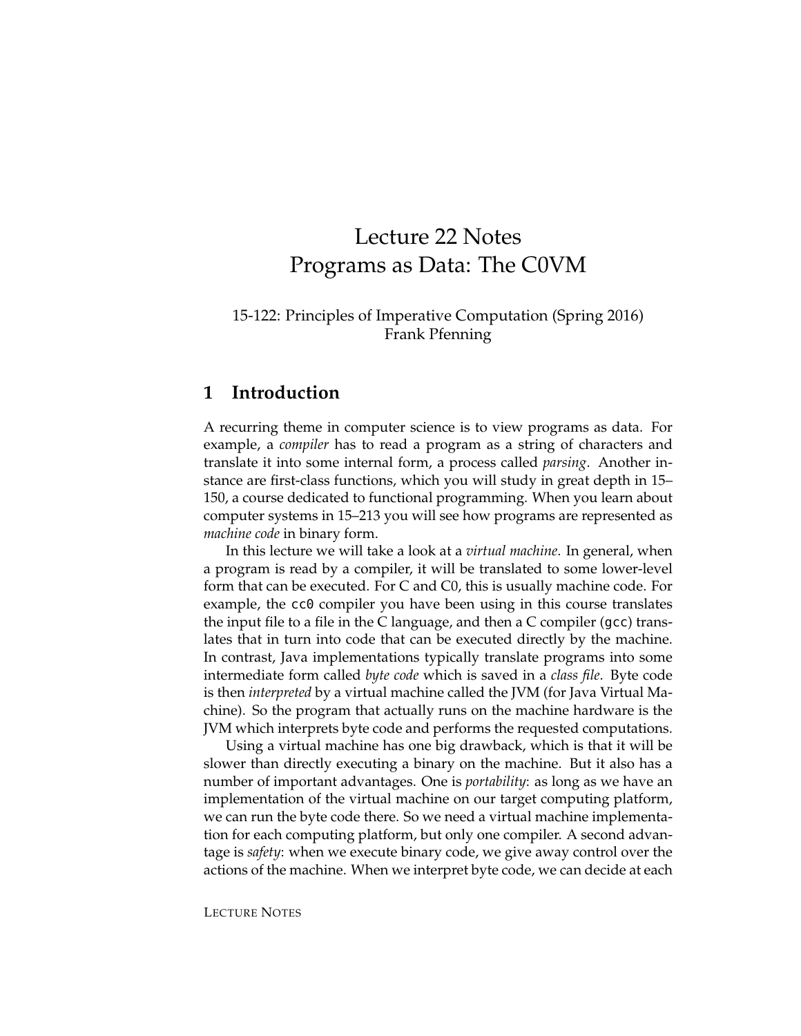# Lecture 22 Notes
# Programs as Data: The C0VM

15-122: Principles of Imperative Computation (Spring 2016)
Frank Pfenning

## 1 Introduction

A recurring theme in computer science is to view programs as data. For example, a *compiler* has to read a program as a string of characters and translate it into some internal form, a process called *parsing*. Another instance are first-class functions, which you will study in great depth in 15–150, a course dedicated to functional programming. When you learn about computer systems in 15–213 you will see how programs are represented as *machine code* in binary form.

In this lecture we will take a look at a *virtual machine*. In general, when a program is read by a compiler, it will be translated to some lower-level form that can be executed. For C and C0, this is usually machine code. For example, the `cc0` compiler you have been using in this course translates the input file to a file in the C language, and then a C compiler (`gcc`) translates that in turn into code that can be executed directly by the machine. In contrast, Java implementations typically translate programs into some intermediate form called *byte code* which is saved in a *class file*. Byte code is then *interpreted* by a virtual machine called the JVM (for Java Virtual Machine). So the program that actually runs on the machine hardware is the JVM which interprets byte code and performs the requested computations.

Using a virtual machine has one big drawback, which is that it will be slower than directly executing a binary on the machine. But it also has a number of important advantages. One is *portability*: as long as we have an implementation of the virtual machine on our target computing platform, we can run the byte code there. So we need a virtual machine implementation for each computing platform, but only one compiler. A second advantage is *safety*: when we execute binary code, we give away control over the actions of the machine. When we interpret byte code, we can decide at each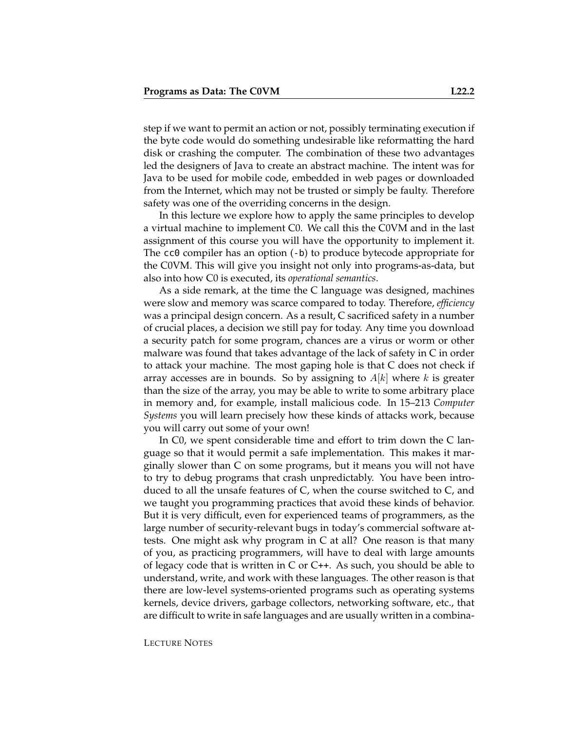step if we want to permit an action or not, possibly terminating execution if the byte code would do something undesirable like reformatting the hard disk or crashing the computer. The combination of these two advantages led the designers of Java to create an abstract machine. The intent was for Java to be used for mobile code, embedded in web pages or downloaded from the Internet, which may not be trusted or simply be faulty. Therefore safety was one of the overriding concerns in the design.

In this lecture we explore how to apply the same principles to develop a virtual machine to implement C0. We call this the C0VM and in the last assignment of this course you will have the opportunity to implement it. The `cc0` compiler has an option (`-b`) to produce bytecode appropriate for the C0VM. This will give you insight not only into programs-as-data, but also into how C0 is executed, its *operational semantics*.

As a side remark, at the time the C language was designed, machines were slow and memory was scarce compared to today. Therefore, *efficiency* was a principal design concern. As a result, C sacrificed safety in a number of crucial places, a decision we still pay for today. Any time you download a security patch for some program, chances are a virus or worm or other malware was found that takes advantage of the lack of safety in C in order to attack your machine. The most gaping hole is that C does not check if array accesses are in bounds. So by assigning to $A[k]$ where $k$ is greater than the size of the array, you may be able to write to some arbitrary place in memory and, for example, install malicious code. In 15–213 *Computer Systems* you will learn precisely how these kinds of attacks work, because you will carry out some of your own!

In C0, we spent considerable time and effort to trim down the C language so that it would permit a safe implementation. This makes it marginally slower than C on some programs, but it means you will not have to try to debug programs that crash unpredictably. You have been introduced to all the unsafe features of C, when the course switched to C, and we taught you programming practices that avoid these kinds of behavior. But it is very difficult, even for experienced teams of programmers, as the large number of security-relevant bugs in today's commercial software attests. One might ask why program in C at all? One reason is that many of you, as practicing programmers, will have to deal with large amounts of legacy code that is written in C or C++. As such, you should be able to understand, write, and work with these languages. The other reason is that there are low-level systems-oriented programs such as operating systems kernels, device drivers, garbage collectors, networking software, etc., that are difficult to write in safe languages and are usually written in a combina-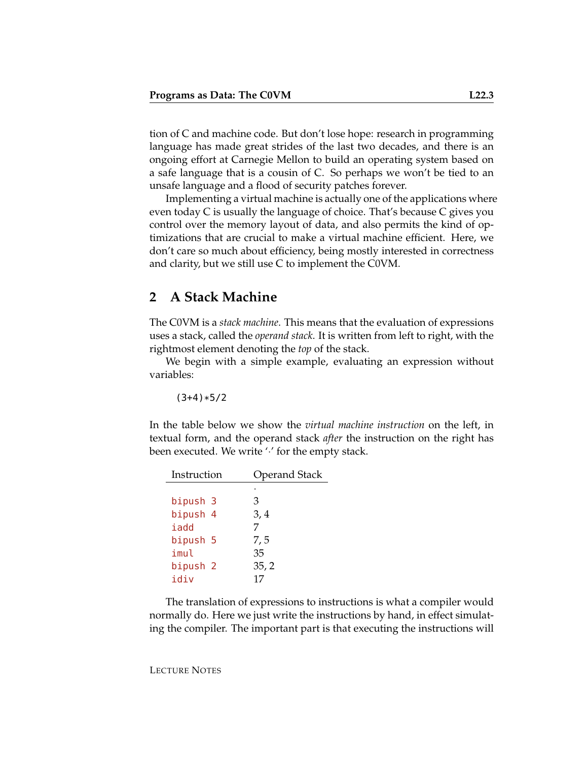tion of C and machine code. But don't lose hope: research in programming language has made great strides of the last two decades, and there is an ongoing effort at Carnegie Mellon to build an operating system based on a safe language that is a cousin of C. So perhaps we won't be tied to an unsafe language and a flood of security patches forever.

Implementing a virtual machine is actually one of the applications where even today C is usually the language of choice. That's because C gives you control over the memory layout of data, and also permits the kind of optimizations that are crucial to make a virtual machine efficient. Here, we don't care so much about efficiency, being mostly interested in correctness and clarity, but we still use C to implement the C0VM.

## 2 A Stack Machine

The C0VM is a *stack machine*. This means that the evaluation of expressions uses a stack, called the *operand stack*. It is written from left to right, with the rightmost element denoting the *top* of the stack.

We begin with a simple example, evaluating an expression without variables:

```
(3+4)*5/2
```

In the table below we show the *virtual machine instruction* on the left, in textual form, and the operand stack *after* the instruction on the right has been executed. We write '·' for the empty stack.

| Instruction | Operand Stack |
|---|---|
| | · |
| `bipush 3` | 3 |
| `bipush 4` | 3, 4 |
| `iadd` | 7 |
| `bipush 5` | 7, 5 |
| `imul` | 35 |
| `bipush 2` | 35, 2 |
| `idiv` | 17 |

The translation of expressions to instructions is what a compiler would normally do. Here we just write the instructions by hand, in effect simulating the compiler. The important part is that executing the instructions will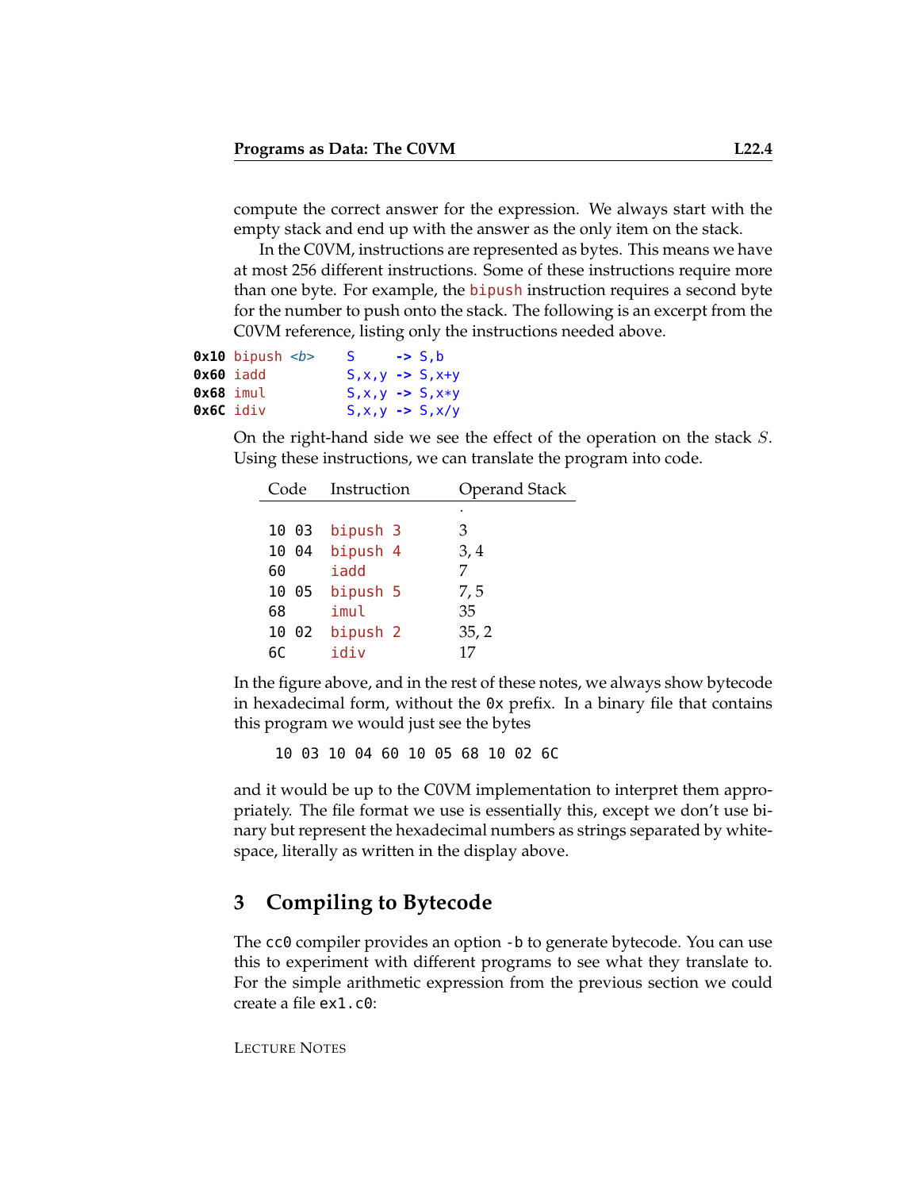compute the correct answer for the expression. We always start with the empty stack and end up with the answer as the only item on the stack.

In the C0VM, instructions are represented as bytes. This means we have at most 256 different instructions. Some of these instructions require more than one byte. For example, the `bipush` instruction requires a second byte for the number to push onto the stack. The following is an excerpt from the C0VM reference, listing only the instructions needed above.

```
0x10 bipush <b>    S     -> S,b
0x60 iadd          S,x,y -> S,x+y
0x68 imul          S,x,y -> S,x*y
0x6C idiv          S,x,y -> S,x/y
```

On the right-hand side we see the effect of the operation on the stack $S$. Using these instructions, we can translate the program into code.

| Code | Instruction | Operand Stack |
|---|---|---|
| | | · |
| 10 03 | bipush 3 | 3 |
| 10 04 | bipush 4 | 3, 4 |
| 60 | iadd | 7 |
| 10 05 | bipush 5 | 7, 5 |
| 68 | imul | 35 |
| 10 02 | bipush 2 | 35, 2 |
| 6C | idiv | 17 |

In the figure above, and in the rest of these notes, we always show bytecode in hexadecimal form, without the `0x` prefix. In a binary file that contains this program we would just see the bytes

```
10 03 10 04 60 10 05 68 10 02 6C
```

and it would be up to the C0VM implementation to interpret them appropriately. The file format we use is essentially this, except we don't use binary but represent the hexadecimal numbers as strings separated by whitespace, literally as written in the display above.

## 3 Compiling to Bytecode

The `cc0` compiler provides an option `-b` to generate bytecode. You can use this to experiment with different programs to see what they translate to. For the simple arithmetic expression from the previous section we could create a file `ex1.c0`: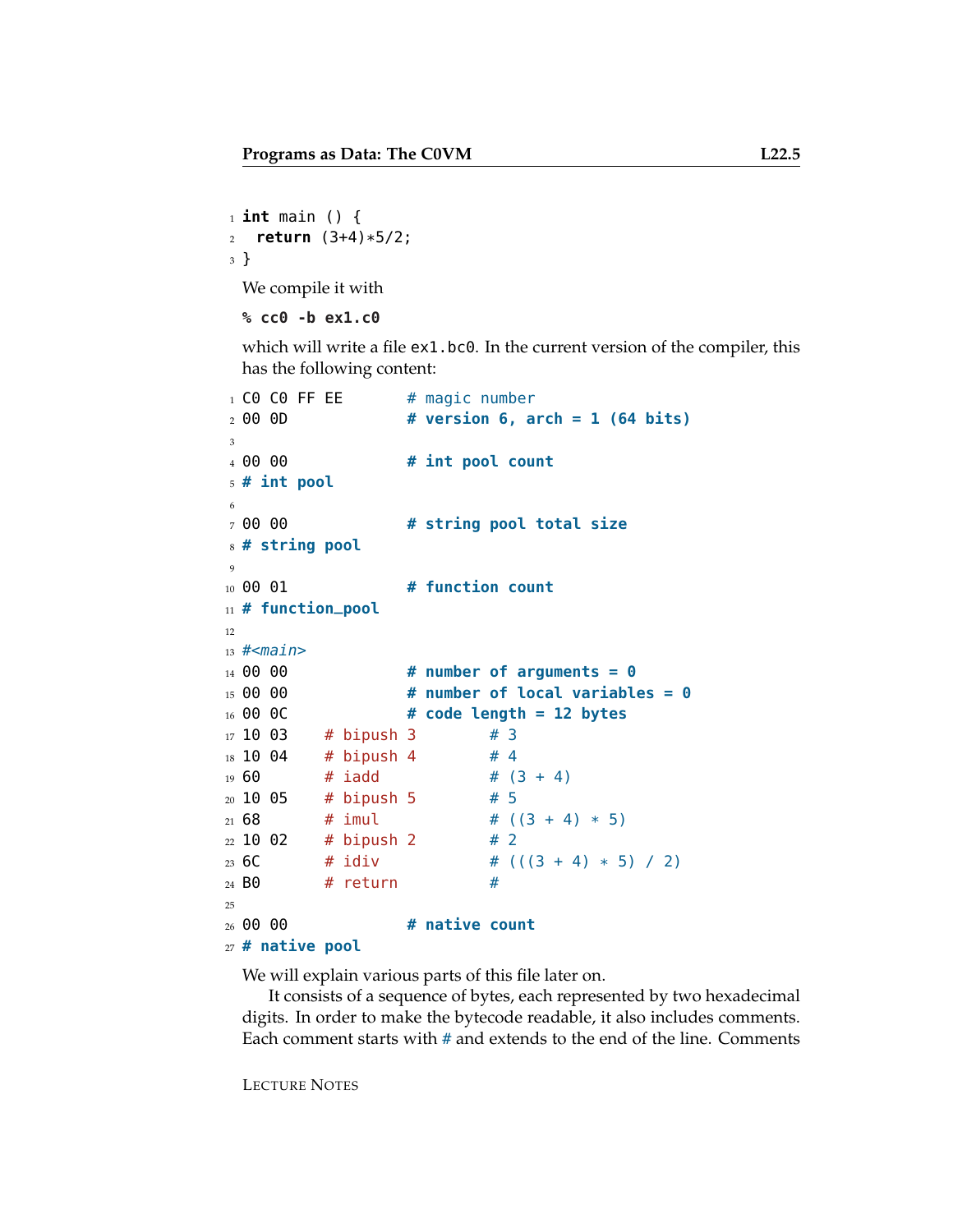```
int main () {
  return (3+4)*5/2;
}
```

We compile it with

```
% cc0 -b ex1.c0
```

which will write a file `ex1.bc0`. In the current version of the compiler, this has the following content:

```
C0 C0 FF EE       # magic number
00 0D             # version 6, arch = 1 (64 bits)

00 00             # int pool count
# int pool

00 00             # string pool total size
# string pool

00 01             # function count
# function_pool

#<main>
00 00             # number of arguments = 0
00 00             # number of local variables = 0
00 0C             # code length = 12 bytes
10 03    # bipush 3        # 3
10 04    # bipush 4        # 4
60       # iadd            # (3 + 4)
10 05    # bipush 5        # 5
68       # imul            # ((3 + 4) * 5)
10 02    # bipush 2        # 2
6C       # idiv            # (((3 + 4) * 5) / 2)
B0       # return          #

00 00             # native count
# native pool
```

We will explain various parts of this file later on.

It consists of a sequence of bytes, each represented by two hexadecimal digits. In order to make the bytecode readable, it also includes comments. Each comment starts with # and extends to the end of the line. Comments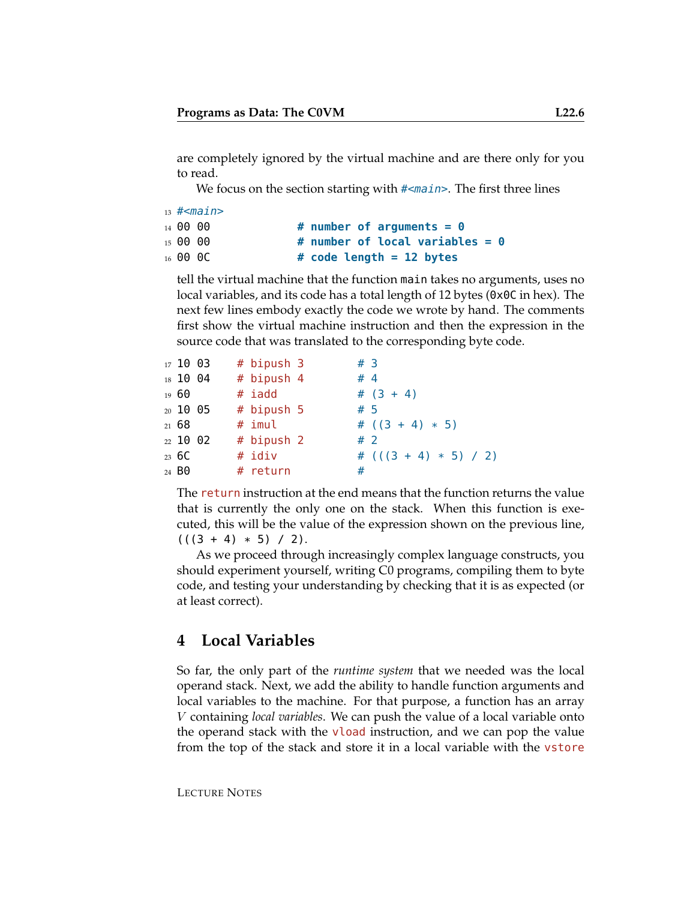are completely ignored by the virtual machine and are there only for you to read.

We focus on the section starting with `#<main>`. The first three lines

```
13 #<main>
14 00 00              # number of arguments = 0
15 00 00              # number of local variables = 0
16 00 0C              # code length = 12 bytes
```

tell the virtual machine that the function `main` takes no arguments, uses no local variables, and its code has a total length of 12 bytes (`0x0C` in hex). The next few lines embody exactly the code we wrote by hand. The comments first show the virtual machine instruction and then the expression in the source code that was translated to the corresponding byte code.

```
17 10 03    # bipush 3        # 3
18 10 04    # bipush 4        # 4
19 60       # iadd            # (3 + 4)
20 10 05    # bipush 5        # 5
21 68       # imul            # ((3 + 4) * 5)
22 10 02    # bipush 2        # 2
23 6C       # idiv            # (((3 + 4) * 5) / 2)
24 B0       # return          #
```

The `return` instruction at the end means that the function returns the value that is currently the only one on the stack. When this function is executed, this will be the value of the expression shown on the previous line, `(((3 + 4) * 5) / 2)`.

As we proceed through increasingly complex language constructs, you should experiment yourself, writing C0 programs, compiling them to byte code, and testing your understanding by checking that it is as expected (or at least correct).

## 4 Local Variables

So far, the only part of the *runtime system* that we needed was the local operand stack. Next, we add the ability to handle function arguments and local variables to the machine. For that purpose, a function has an array $V$ containing *local variables*. We can push the value of a local variable onto the operand stack with the `vload` instruction, and we can pop the value from the top of the stack and store it in a local variable with the `vstore`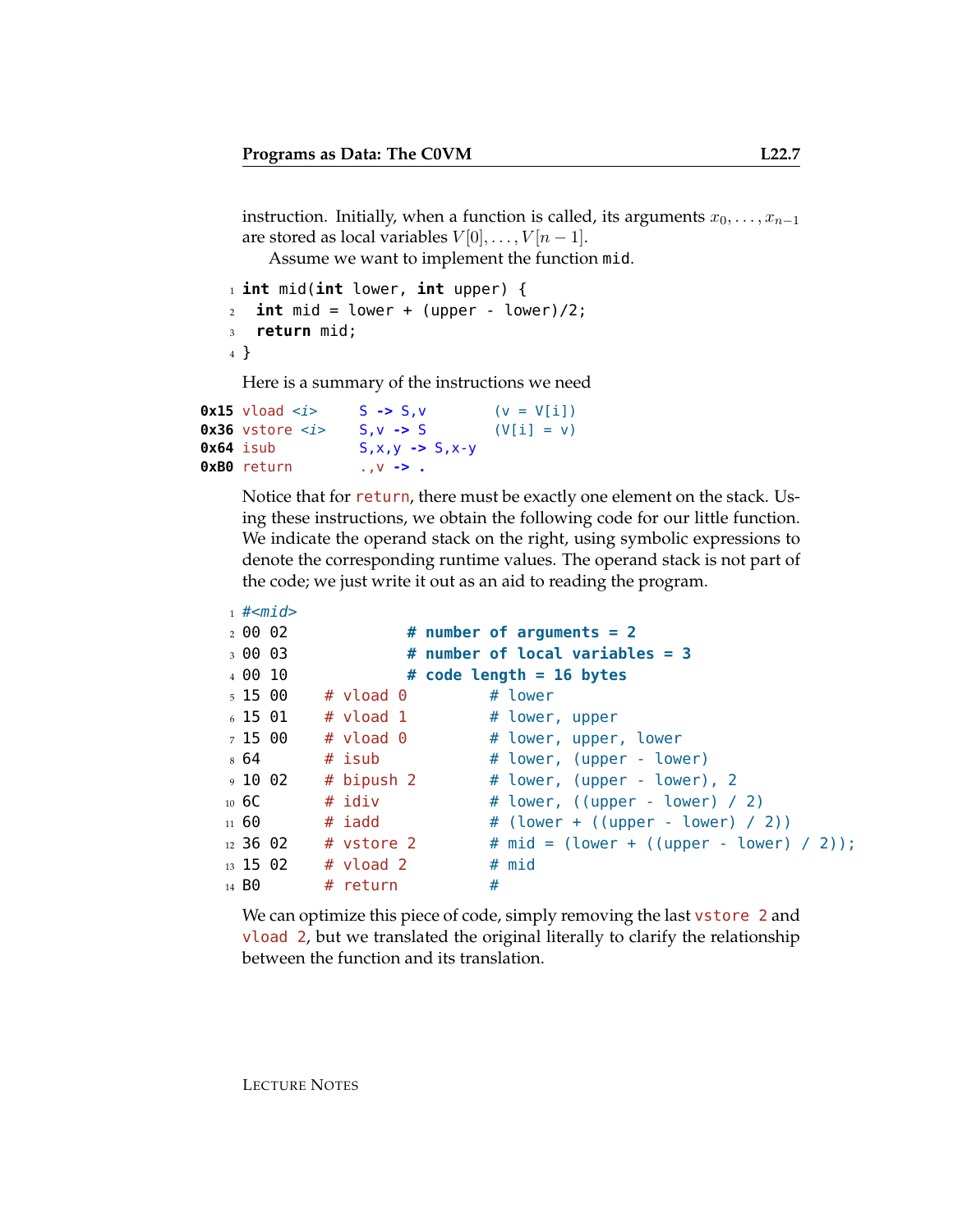instruction. Initially, when a function is called, its arguments $x_0, \ldots, x_{n-1}$ are stored as local variables $V[0], \ldots, V[n-1]$.

Assume we want to implement the function `mid`.

```
int mid(int lower, int upper) {
 int mid = lower + (upper - lower)/2;
 return mid;
}
```

Here is a summary of the instructions we need

```
0x15 vload <i>     S -> S,v        (v = V[i])
0x36 vstore <i>    S,v -> S        (V[i] = v)
0x64 isub          S,x,y -> S,x-y
0xB0 return        .,v -> .
```

Notice that for `return`, there must be exactly one element on the stack. Using these instructions, we obtain the following code for our little function. We indicate the operand stack on the right, using symbolic expressions to denote the corresponding runtime values. The operand stack is not part of the code; we just write it out as an aid to reading the program.

```
#<mid>
00 02              # number of arguments = 2
00 03              # number of local variables = 3
00 10              # code length = 16 bytes
15 00    # vload 0         # lower
15 01    # vload 1         # lower, upper
15 00    # vload 0         # lower, upper, lower
64       # isub            # lower, (upper - lower)
10 02    # bipush 2        # lower, (upper - lower), 2
6C       # idiv            # lower, ((upper - lower) / 2)
60       # iadd            # (lower + ((upper - lower) / 2))
36 02    # vstore 2        # mid = (lower + ((upper - lower) / 2));
15 02    # vload 2         # mid
B0       # return          #
```

We can optimize this piece of code, simply removing the last `vstore 2` and `vload 2`, but we translated the original literally to clarify the relationship between the function and its translation.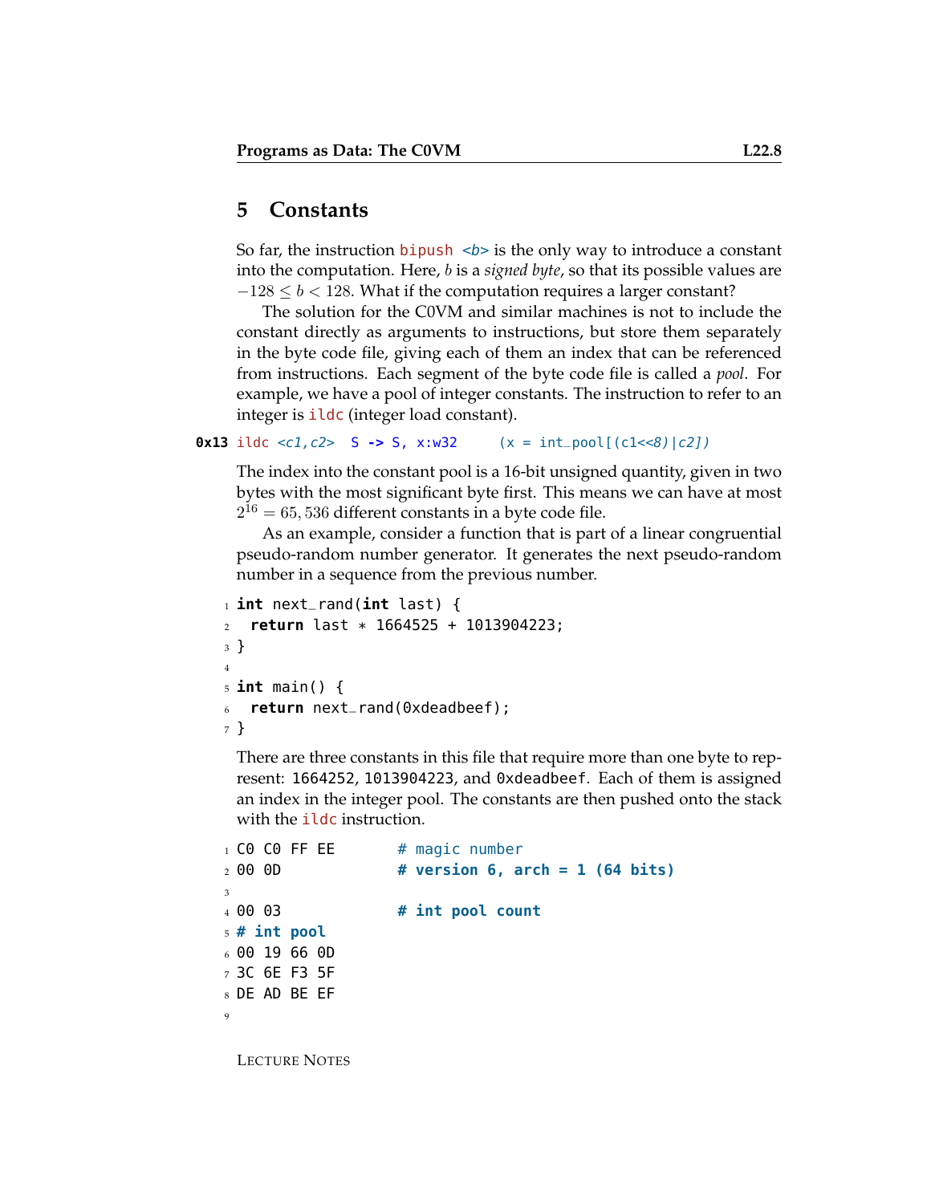## 5 Constants

So far, the instruction `bipush <b>` is the only way to introduce a constant into the computation. Here, $b$ is a *signed byte*, so that its possible values are $-128 \leq b < 128$. What if the computation requires a larger constant?

The solution for the C0VM and similar machines is not to include the constant directly as arguments to instructions, but store them separately in the byte code file, giving each of them an index that can be referenced from instructions. Each segment of the byte code file is called a *pool*. For example, we have a pool of integer constants. The instruction to refer to an integer is `ildc` (integer load constant).

```
0x13 ildc <c1,c2>  S -> S, x:w32     (x = int_pool[(c1<<8)|c2])
```

The index into the constant pool is a 16-bit unsigned quantity, given in two bytes with the most significant byte first. This means we can have at most $2^{16} = 65,536$ different constants in a byte code file.

As an example, consider a function that is part of a linear congruential pseudo-random number generator. It generates the next pseudo-random number in a sequence from the previous number.

```
int next_rand(int last) {
  return last * 1664525 + 1013904223;
}

int main() {
  return next_rand(0xdeadbeef);
}
```

There are three constants in this file that require more than one byte to represent: `1664252`, `1013904223`, and `0xdeadbeef`. Each of them is assigned an index in the integer pool. The constants are then pushed onto the stack with the `ildc` instruction.

```
C0 C0 FF EE       # magic number
00 0D             # version 6, arch = 1 (64 bits)

00 03             # int pool count
# int pool
00 19 66 0D
3C 6E F3 5F
DE AD BE EF

```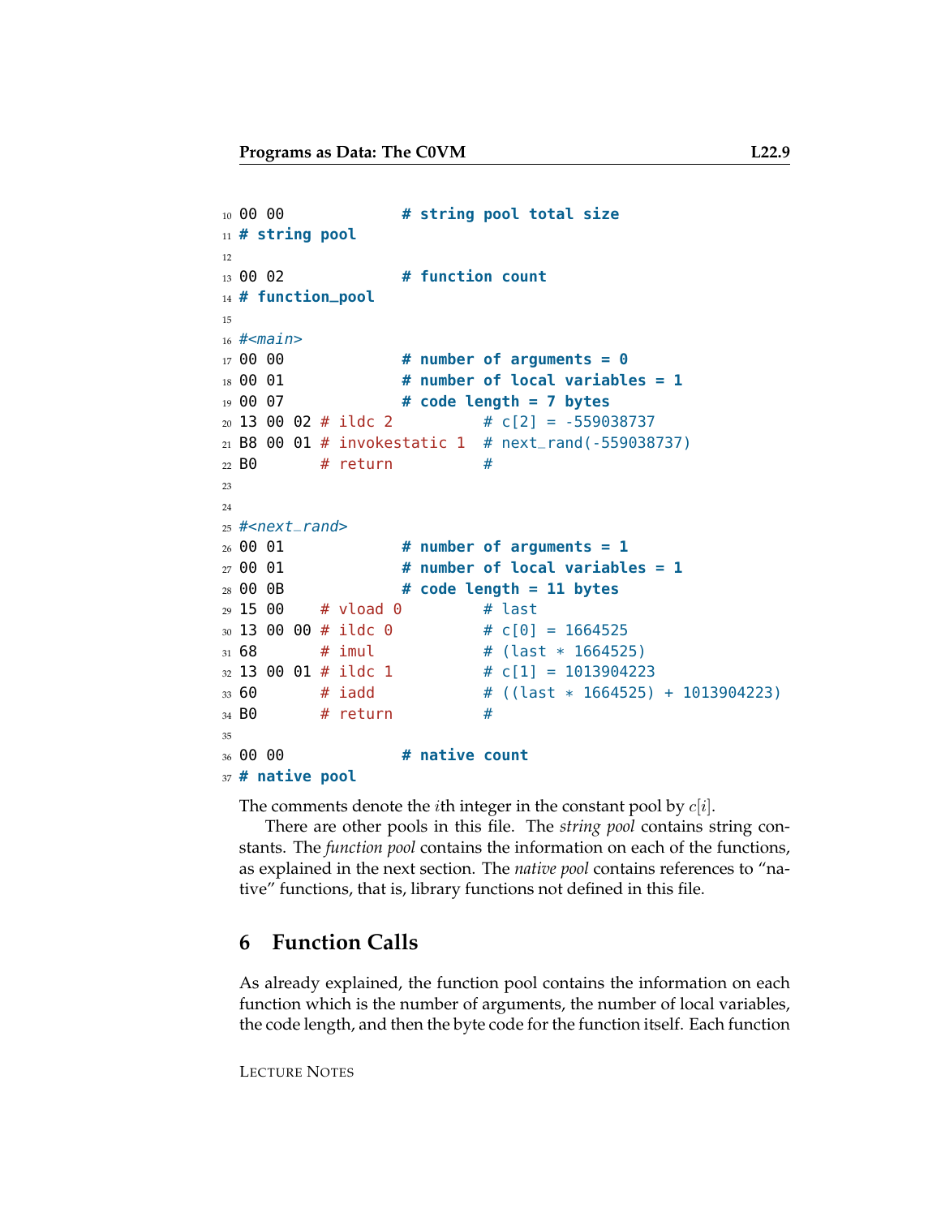```
10 00 00            # string pool total size
11 # string pool
12
13 00 02            # function count
14 # function_pool
15
16 #<main>
17 00 00            # number of arguments = 0
18 00 01            # number of local variables = 1
19 00 07            # code length = 7 bytes
20 13 00 02 # ildc 2         # c[2] = -559038737
21 B8 00 01 # invokestatic 1  # next_rand(-559038737)
22 B0       # return          #
23
24
25 #<next_rand>
26 00 01            # number of arguments = 1
27 00 01            # number of local variables = 1
28 00 0B            # code length = 11 bytes
29 15 00    # vload 0         # last
30 13 00 00 # ildc 0          # c[0] = 1664525
31 68       # imul            # (last * 1664525)
32 13 00 01 # ildc 1          # c[1] = 1013904223
33 60       # iadd            # ((last * 1664525) + 1013904223)
34 B0       # return          #
35
36 00 00            # native count
37 # native pool
```

The comments denote the $i$th integer in the constant pool by $c[i]$.

There are other pools in this file. The *string pool* contains string constants. The *function pool* contains the information on each of the functions, as explained in the next section. The *native pool* contains references to "native" functions, that is, library functions not defined in this file.

## 6 Function Calls

As already explained, the function pool contains the information on each function which is the number of arguments, the number of local variables, the code length, and then the byte code for the function itself. Each function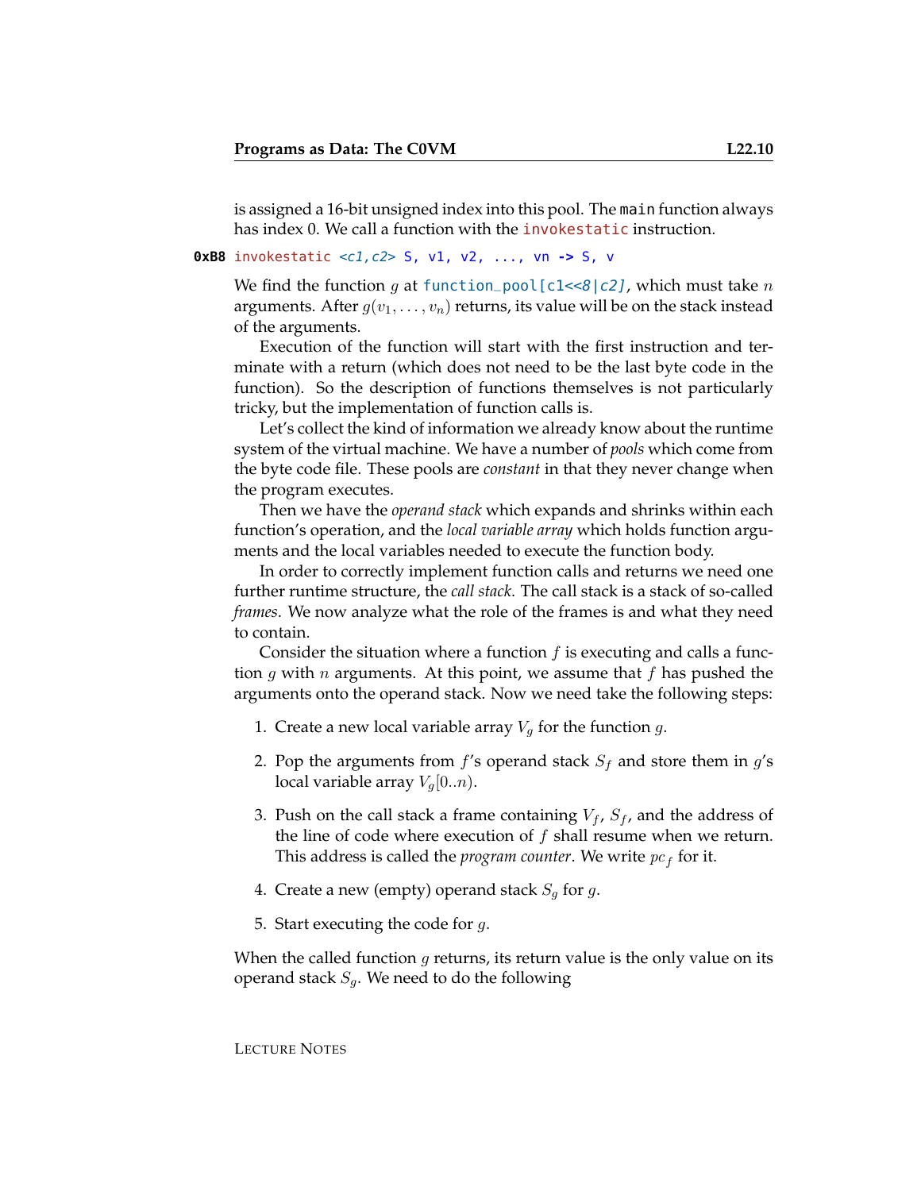is assigned a 16-bit unsigned index into this pool. The `main` function always has index 0. We call a function with the `invokestatic` instruction.

```
0xB8 invokestatic <c1,c2> S, v1, v2, ..., vn -> S, v
```

We find the function $g$ at `function_pool[c1<<8|c2]`, which must take $n$ arguments. After $g(v_1, \ldots, v_n)$ returns, its value will be on the stack instead of the arguments.

Execution of the function will start with the first instruction and terminate with a return (which does not need to be the last byte code in the function). So the description of functions themselves is not particularly tricky, but the implementation of function calls is.

Let's collect the kind of information we already know about the runtime system of the virtual machine. We have a number of *pools* which come from the byte code file. These pools are *constant* in that they never change when the program executes.

Then we have the *operand stack* which expands and shrinks within each function's operation, and the *local variable array* which holds function arguments and the local variables needed to execute the function body.

In order to correctly implement function calls and returns we need one further runtime structure, the *call stack*. The call stack is a stack of so-called *frames*. We now analyze what the role of the frames is and what they need to contain.

Consider the situation where a function $f$ is executing and calls a function $g$ with $n$ arguments. At this point, we assume that $f$ has pushed the arguments onto the operand stack. Now we need take the following steps:

1. Create a new local variable array $V_g$ for the function $g$.
2. Pop the arguments from $f$'s operand stack $S_f$ and store them in $g$'s local variable array $V_g[0..n)$.
3. Push on the call stack a frame containing $V_f$, $S_f$, and the address of the line of code where execution of $f$ shall resume when we return. This address is called the *program counter*. We write $pc_f$ for it.
4. Create a new (empty) operand stack $S_g$ for $g$.
5. Start executing the code for $g$.

When the called function $g$ returns, its return value is the only value on its operand stack $S_g$. We need to do the following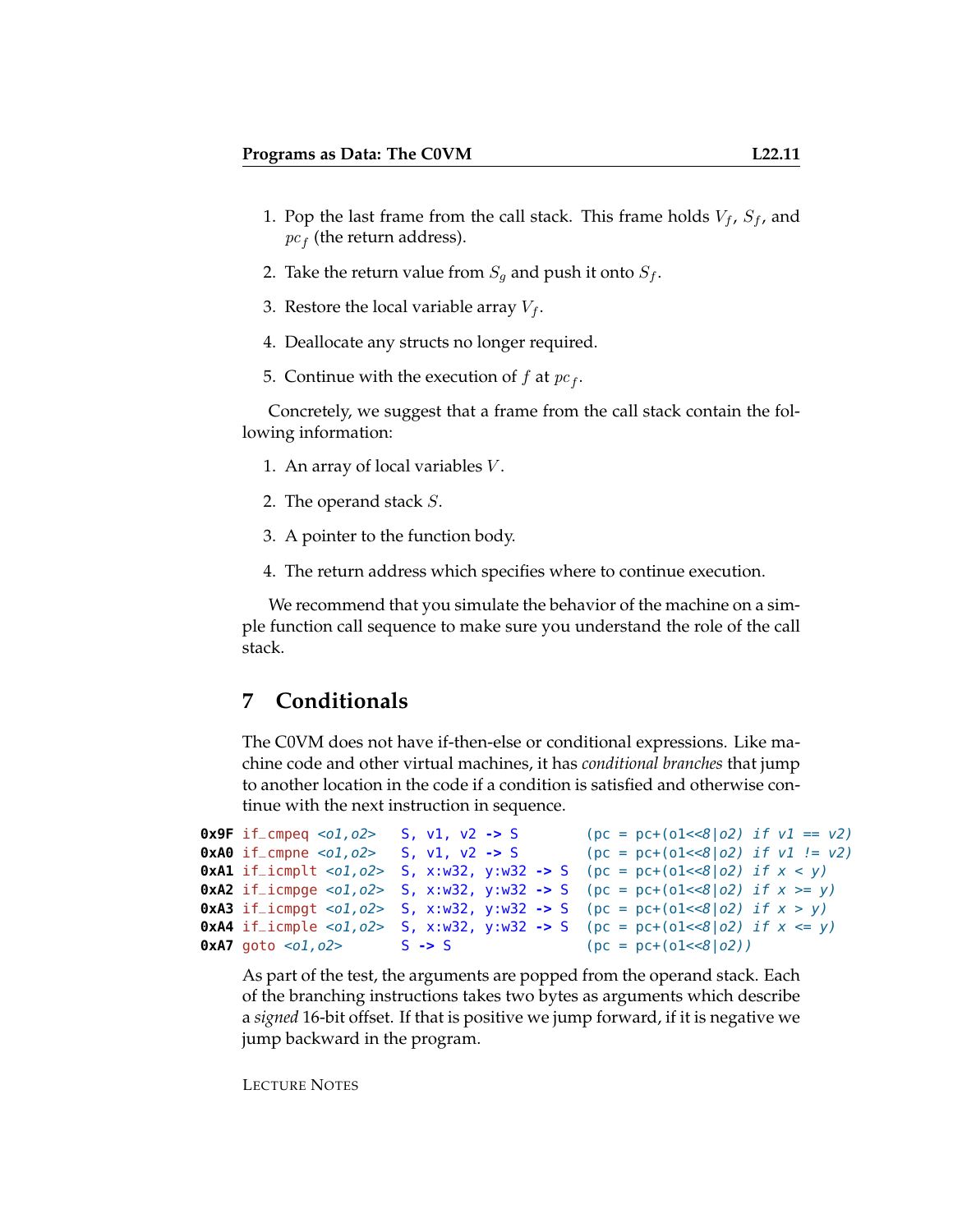1. Pop the last frame from the call stack. This frame holds $V_f$, $S_f$, and $pc_f$ (the return address).
2. Take the return value from $S_g$ and push it onto $S_f$.
3. Restore the local variable array $V_f$.
4. Deallocate any structs no longer required.
5. Continue with the execution of $f$ at $pc_f$.

Concretely, we suggest that a frame from the call stack contain the following information:

1. An array of local variables $V$.
2. The operand stack $S$.
3. A pointer to the function body.
4. The return address which specifies where to continue execution.

We recommend that you simulate the behavior of the machine on a simple function call sequence to make sure you understand the role of the call stack.

## 7 Conditionals

The C0VM does not have if-then-else or conditional expressions. Like machine code and other virtual machines, it has *conditional branches* that jump to another location in the code if a condition is satisfied and otherwise continue with the next instruction in sequence.

```
0x9F if_cmpeq <o1,o2>   S, v1, v2 -> S         (pc = pc+(o1<<8|o2) if v1 == v2)
0xA0 if_cmpne <o1,o2>   S, v1, v2 -> S         (pc = pc+(o1<<8|o2) if v1 != v2)
0xA1 if_icmplt <o1,o2>  S, x:w32, y:w32 -> S   (pc = pc+(o1<<8|o2) if x < y)
0xA2 if_icmpge <o1,o2>  S, x:w32, y:w32 -> S   (pc = pc+(o1<<8|o2) if x >= y)
0xA3 if_icmpgt <o1,o2>  S, x:w32, y:w32 -> S   (pc = pc+(o1<<8|o2) if x > y)
0xA4 if_icmple <o1,o2>  S, x:w32, y:w32 -> S   (pc = pc+(o1<<8|o2) if x <= y)
0xA7 goto <o1,o2>       S -> S                 (pc = pc+(o1<<8|o2))
```

As part of the test, the arguments are popped from the operand stack. Each of the branching instructions takes two bytes as arguments which describe a *signed* 16-bit offset. If that is positive we jump forward, if it is negative we jump backward in the program.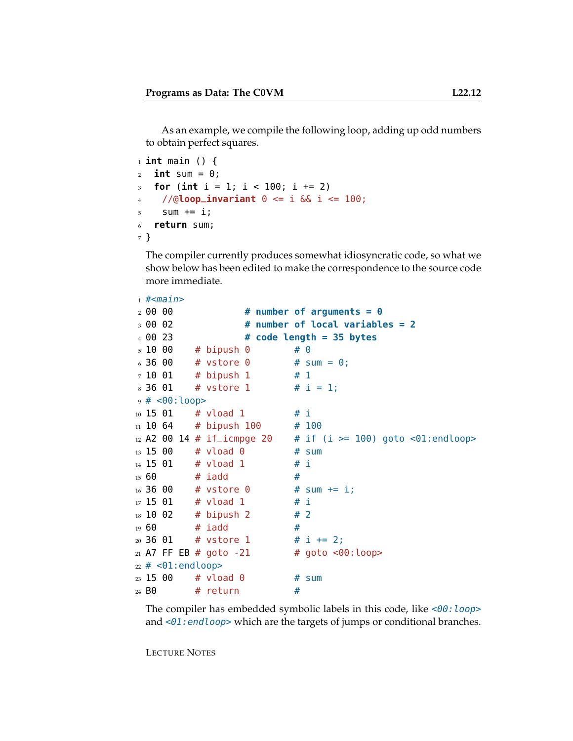As an example, we compile the following loop, adding up odd numbers to obtain perfect squares.

```
int main () {
 int sum = 0;
 for (int i = 1; i < 100; i += 2)
   //@loop_invariant 0 <= i && i <= 100;
   sum += i;
 return sum;
}
```

The compiler currently produces somewhat idiosyncratic code, so what we show below has been edited to make the correspondence to the source code more immediate.

```
#<main>
00 00             # number of arguments = 0
00 02             # number of local variables = 2
00 23             # code length = 35 bytes
10 00    # bipush 0        # 0
36 00    # vstore 0        # sum = 0;
10 01    # bipush 1        # 1
36 01    # vstore 1        # i = 1;
# <00:loop>
15 01    # vload 1         # i
10 64    # bipush 100      # 100
A2 00 14 # if_icmpge 20    # if (i >= 100) goto <01:endloop>
15 00    # vload 0         # sum
15 01    # vload 1         # i
60       # iadd            #
36 00    # vstore 0        # sum += i;
15 01    # vload 1         # i
10 02    # bipush 2        # 2
60       # iadd            #
36 01    # vstore 1        # i += 2;
A7 FF EB # goto -21        # goto <00:loop>
# <01:endloop>
15 00    # vload 0         # sum
B0       # return          #
```

The compiler has embedded symbolic labels in this code, like *<00:loop>* and *<01:endloop>* which are the targets of jumps or conditional branches.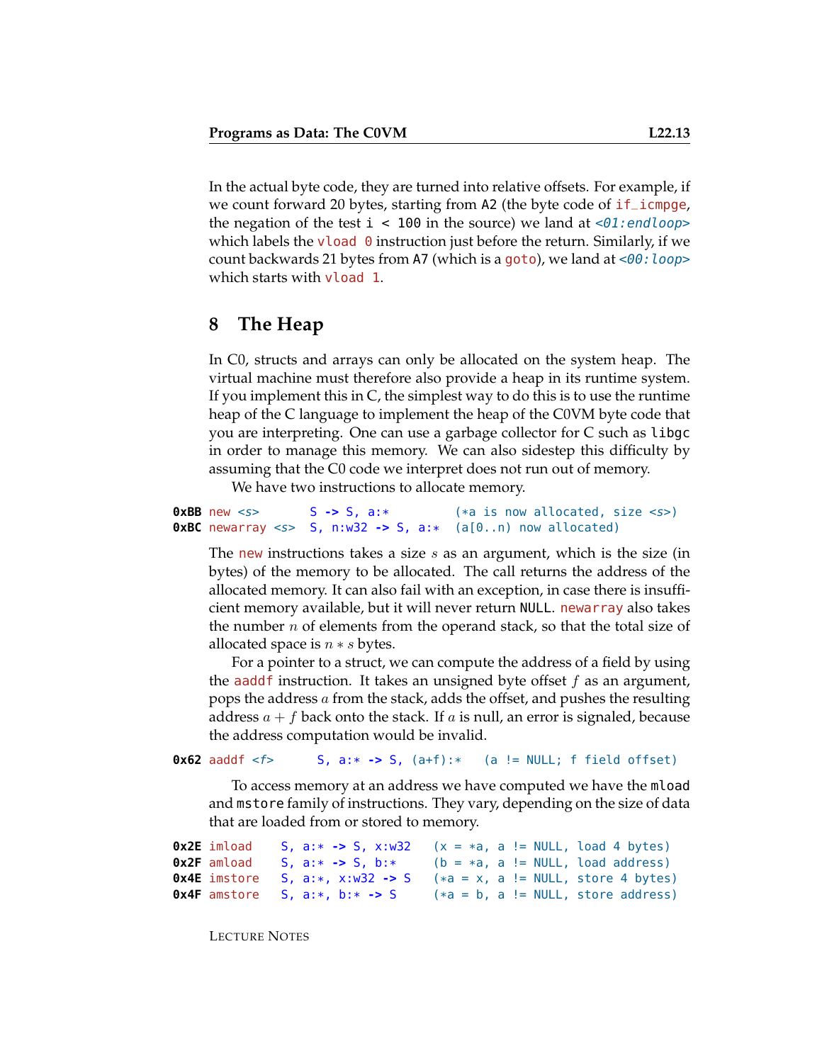In the actual byte code, they are turned into relative offsets. For example, if we count forward 20 bytes, starting from A2 (the byte code of `if_icmpge`, the negation of the test `i < 100` in the source) we land at `<01:endloop>` which labels the `vload 0` instruction just before the return. Similarly, if we count backwards 21 bytes from A7 (which is a `goto`), we land at `<00:loop>` which starts with `vload 1`.

## 8 The Heap

In C0, structs and arrays can only be allocated on the system heap. The virtual machine must therefore also provide a heap in its runtime system. If you implement this in C, the simplest way to do this is to use the runtime heap of the C language to implement the heap of the C0VM byte code that you are interpreting. One can use a garbage collector for C such as `libgc` in order to manage this memory. We can also sidestep this difficulty by assuming that the C0 code we interpret does not run out of memory.

We have two instructions to allocate memory.

```
0xBB new <s>       S -> S, a:*         (*a is now allocated, size <s>)
0xBC newarray <s>  S, n:w32 -> S, a:*  (a[0..n) now allocated)
```

The `new` instructions takes a size $s$ as an argument, which is the size (in bytes) of the memory to be allocated. The call returns the address of the allocated memory. It can also fail with an exception, in case there is insufficient memory available, but it will never return `NULL`. `newarray` also takes the number $n$ of elements from the operand stack, so that the total size of allocated space is $n * s$ bytes.

For a pointer to a struct, we can compute the address of a field by using the `aaddf` instruction. It takes an unsigned byte offset $f$ as an argument, pops the address $a$ from the stack, adds the offset, and pushes the resulting address $a + f$ back onto the stack. If $a$ is null, an error is signaled, because the address computation would be invalid.

```
0x62 aaddf <f>      S, a:* -> S, (a+f):*   (a != NULL; f field offset)
```

To access memory at an address we have computed we have the `mload` and `mstore` family of instructions. They vary, depending on the size of data that are loaded from or stored to memory.

```
0x2E imload    S, a:* -> S, x:w32   (x = *a, a != NULL, load 4 bytes)
0x2F amload    S, a:* -> S, b:*     (b = *a, a != NULL, load address)
0x4E imstore   S, a:*, x:w32 -> S   (*a = x, a != NULL, store 4 bytes)
0x4F amstore   S, a:*, b:* -> S     (*a = b, a != NULL, store address)
```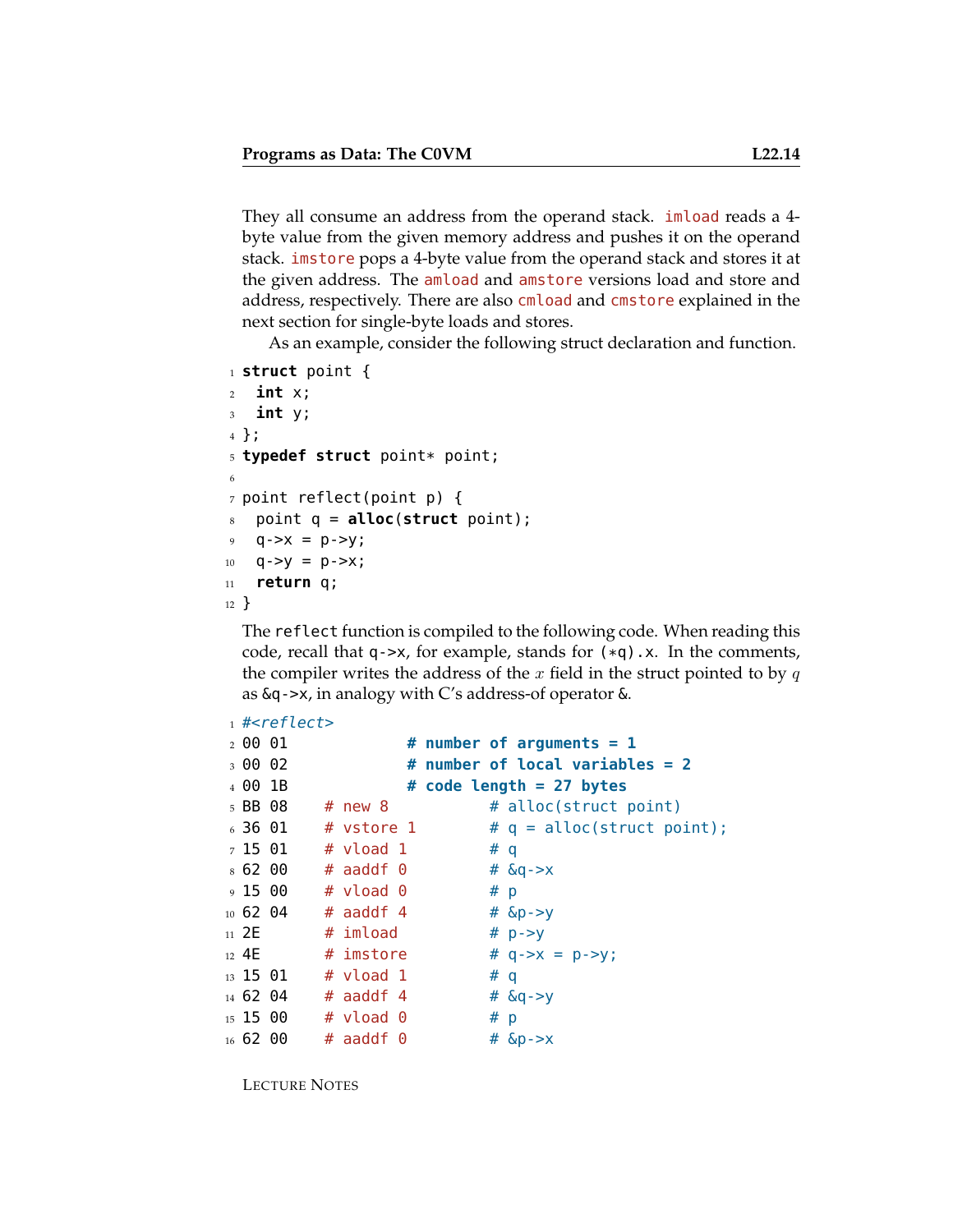They all consume an address from the operand stack. imload reads a 4-byte value from the given memory address and pushes it on the operand stack. imstore pops a 4-byte value from the operand stack and stores it at the given address. The amload and amstore versions load and store and address, respectively. There are also cmload and cmstore explained in the next section for single-byte loads and stores.

As an example, consider the following struct declaration and function.

```
struct point {
  int x;
  int y;
};
typedef struct point* point;

point reflect(point p) {
  point q = alloc(struct point);
  q->x = p->y;
  q->y = p->x;
  return q;
}
```

The reflect function is compiled to the following code. When reading this code, recall that q->x, for example, stands for (*q).x. In the comments, the compiler writes the address of the $x$ field in the struct pointed to by $q$ as &q->x, in analogy with C's address-of operator &.

```
#<reflect>
00 01             # number of arguments = 1
00 02             # number of local variables = 2
00 1B             # code length = 27 bytes
BB 08    # new 8           # alloc(struct point)
36 01    # vstore 1        # q = alloc(struct point);
15 01    # vload 1         # q
62 00    # aaddf 0         # &q->x
15 00    # vload 0         # p
62 04    # aaddf 4         # &p->y
2E       # imload          # p->y
4E       # imstore         # q->x = p->y;
15 01    # vload 1         # q
62 04    # aaddf 4         # &q->y
15 00    # vload 0         # p
62 00    # aaddf 0         # &p->x
```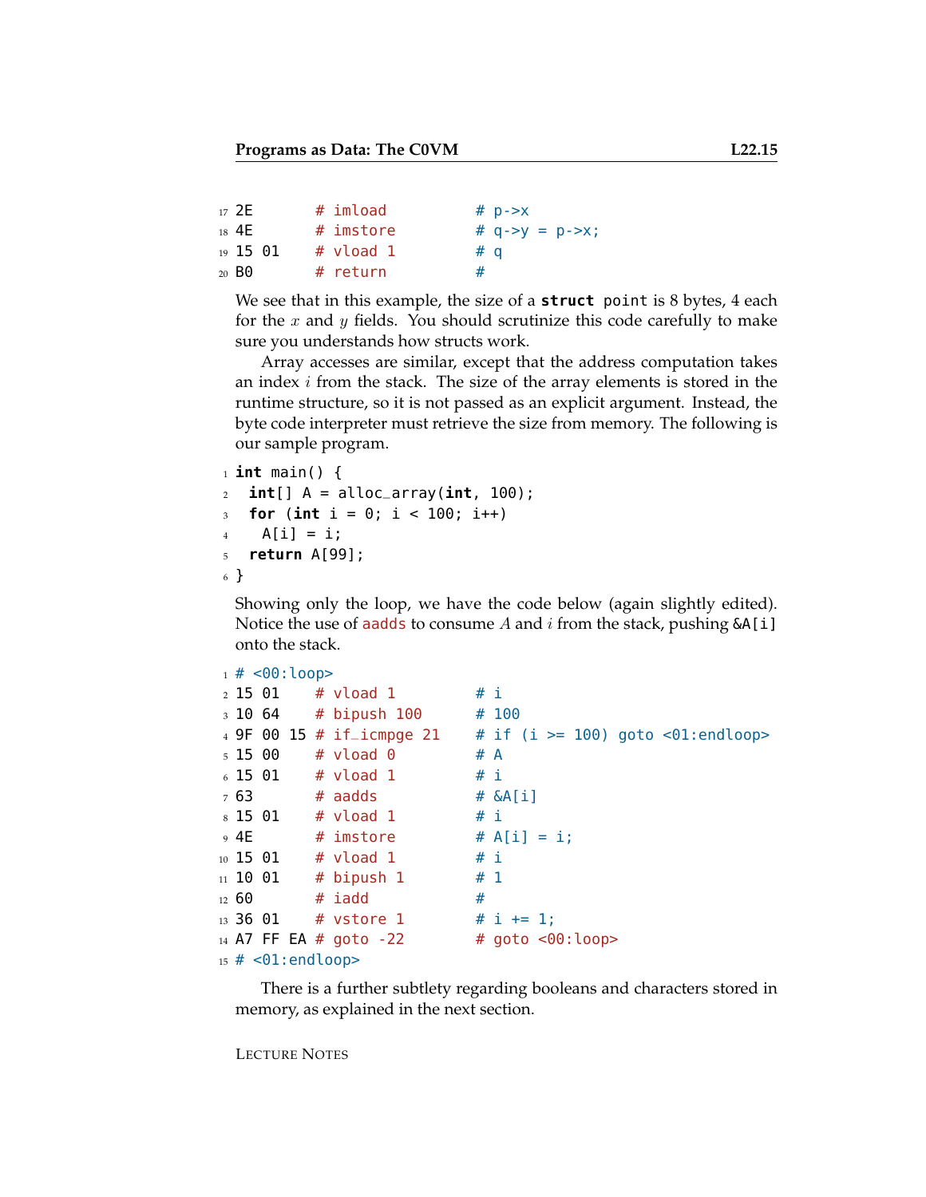```
2E       # imload          # p->x
4E       # imstore         # q->y = p->x;
15 01    # vload 1         # q
B0       # return          #
```

We see that in this example, the size of a **struct** point is 8 bytes, 4 each for the $x$ and $y$ fields. You should scrutinize this code carefully to make sure you understands how structs work.

Array accesses are similar, except that the address computation takes an index $i$ from the stack. The size of the array elements is stored in the runtime structure, so it is not passed as an explicit argument. Instead, the byte code interpreter must retrieve the size from memory. The following is our sample program.

```
int main() {
  int[] A = alloc_array(int, 100);
  for (int i = 0; i < 100; i++)
    A[i] = i;
  return A[99];
}
```

Showing only the loop, we have the code below (again slightly edited). Notice the use of aadds to consume $A$ and $i$ from the stack, pushing &A[i] onto the stack.

```
# <00:loop>
15 01    # vload 1         # i
10 64    # bipush 100      # 100
9F 00 15 # if_icmpge 21    # if (i >= 100) goto <01:endloop>
15 00    # vload 0         # A
15 01    # vload 1         # i
63       # aadds           # &A[i]
15 01    # vload 1         # i
4E       # imstore         # A[i] = i;
15 01    # vload 1         # i
10 01    # bipush 1        # 1
60       # iadd            #
36 01    # vstore 1        # i += 1;
A7 FF EA # goto -22        # goto <00:loop>
# <01:endloop>
```

There is a further subtlety regarding booleans and characters stored in memory, as explained in the next section.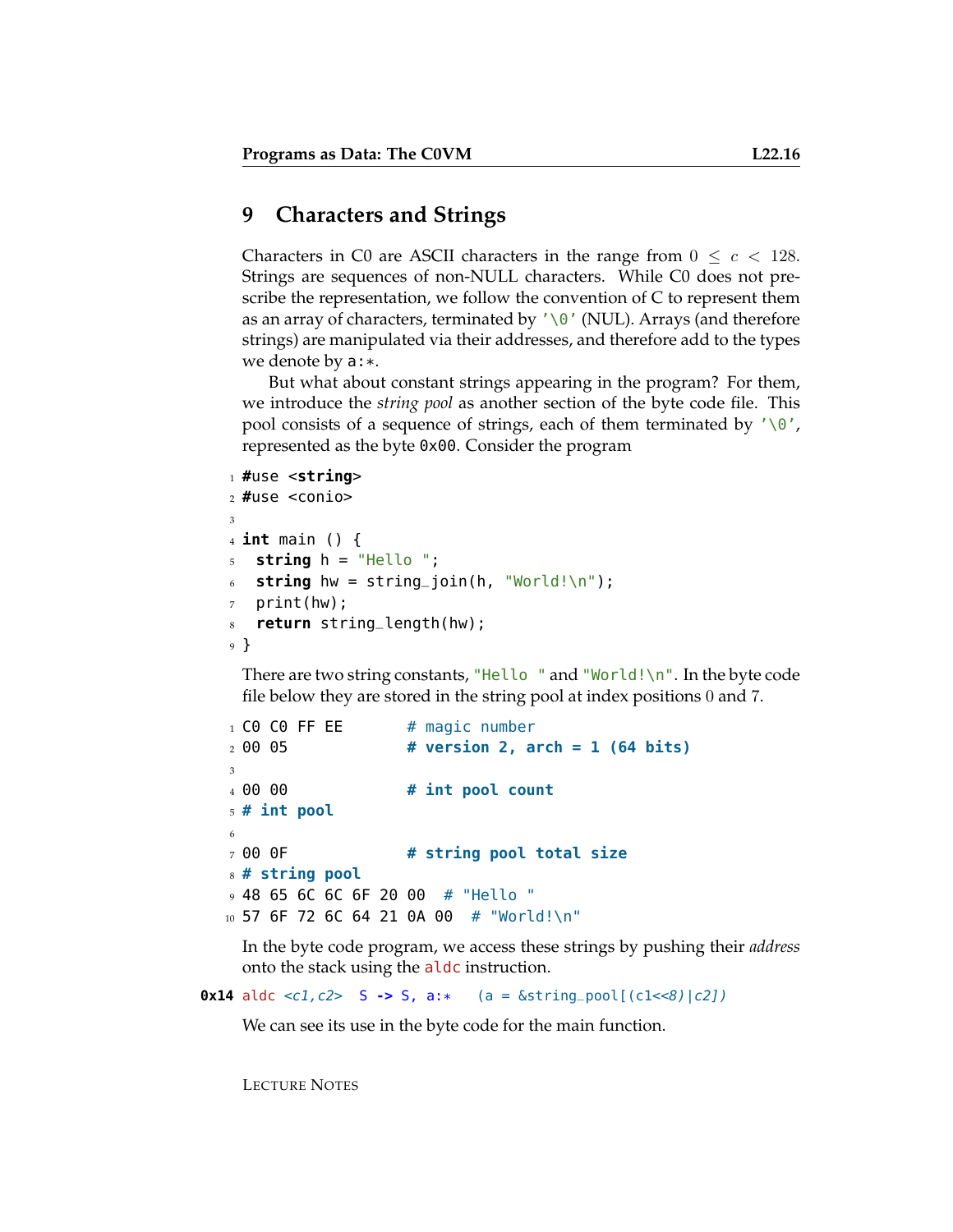## 9 Characters and Strings

Characters in C0 are ASCII characters in the range from $0 \leq c < 128$. Strings are sequences of non-NULL characters. While C0 does not prescribe the representation, we follow the convention of C to represent them as an array of characters, terminated by `'\0'` (NUL). Arrays (and therefore strings) are manipulated via their addresses, and therefore add to the types we denote by `a:*`.

But what about constant strings appearing in the program? For them, we introduce the *string pool* as another section of the byte code file. This pool consists of a sequence of strings, each of them terminated by `'\0'`, represented as the byte `0x00`. Consider the program

```
#use <string>
#use <conio>

int main () {
  string h = "Hello ";
  string hw = string_join(h, "World!\n");
  print(hw);
  return string_length(hw);
}
```

There are two string constants, `"Hello "` and `"World!\n"`. In the byte code file below they are stored in the string pool at index positions 0 and 7.

```
C0 C0 FF EE       # magic number
00 05             # version 2, arch = 1 (64 bits)

00 00             # int pool count
# int pool

00 0F             # string pool total size
# string pool
48 65 6C 6C 6F 20 00  # "Hello "
57 6F 72 6C 64 21 0A 00  # "World!\n"
```

In the byte code program, we access these strings by pushing their *address* onto the stack using the `aldc` instruction.

```
0x14 aldc <c1,c2>  S -> S, a:*   (a = &string_pool[(c1<<8)|c2])
```

We can see its use in the byte code for the main function.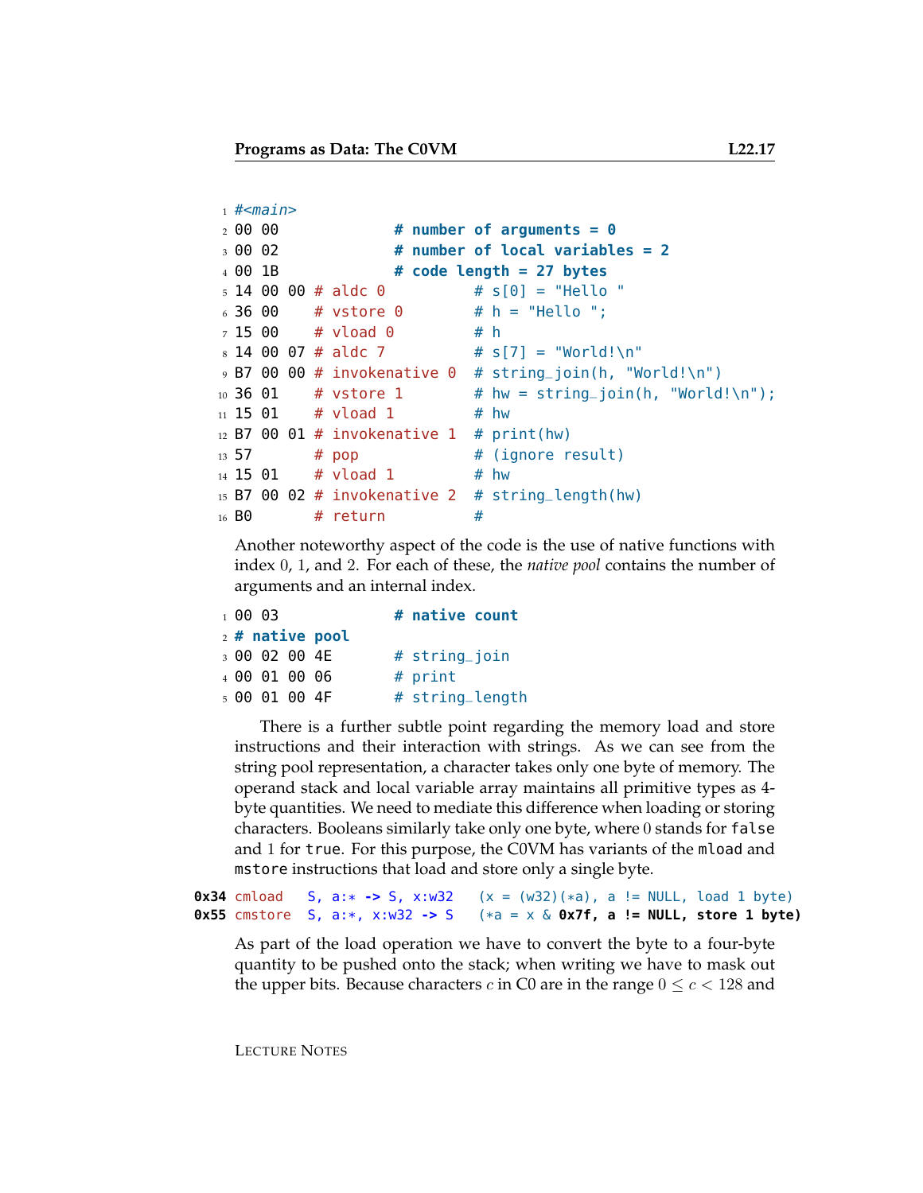```
#<main>
00 00           # number of arguments = 0
00 02           # number of local variables = 2
00 1B           # code length = 27 bytes
14 00 00 # aldc 0          # s[0] = "Hello "
36 00    # vstore 0        # h = "Hello ";
15 00    # vload 0         # h
14 00 07 # aldc 7          # s[7] = "World!\n"
B7 00 00 # invokenative 0  # string_join(h, "World!\n")
36 01    # vstore 1        # hw = string_join(h, "World!\n");
15 01    # vload 1         # hw
B7 00 01 # invokenative 1  # print(hw)
57       # pop             # (ignore result)
15 01    # vload 1         # hw
B7 00 02 # invokenative 2  # string_length(hw)
B0       # return          #
```

Another noteworthy aspect of the code is the use of native functions with index 0, 1, and 2. For each of these, the *native pool* contains the number of arguments and an internal index.

```
00 03           # native count
# native pool
00 02 00 4E     # string_join
00 01 00 06     # print
00 01 00 4F     # string_length
```

There is a further subtle point regarding the memory load and store instructions and their interaction with strings. As we can see from the string pool representation, a character takes only one byte of memory. The operand stack and local variable array maintains all primitive types as 4-byte quantities. We need to mediate this difference when loading or storing characters. Booleans similarly take only one byte, where 0 stands for `false` and 1 for `true`. For this purpose, the C0VM has variants of the `mload` and `mstore` instructions that load and store only a single byte.

```
0x34 cmload   S, a:* -> S, x:w32   (x = (w32)(*a), a != NULL, load 1 byte)
0x55 cmstore  S, a:*, x:w32 -> S   (*a = x & 0x7f, a != NULL, store 1 byte)
```

As part of the load operation we have to convert the byte to a four-byte quantity to be pushed onto the stack; when writing we have to mask out the upper bits. Because characters $c$ in C0 are in the range $0 \leq c < 128$ and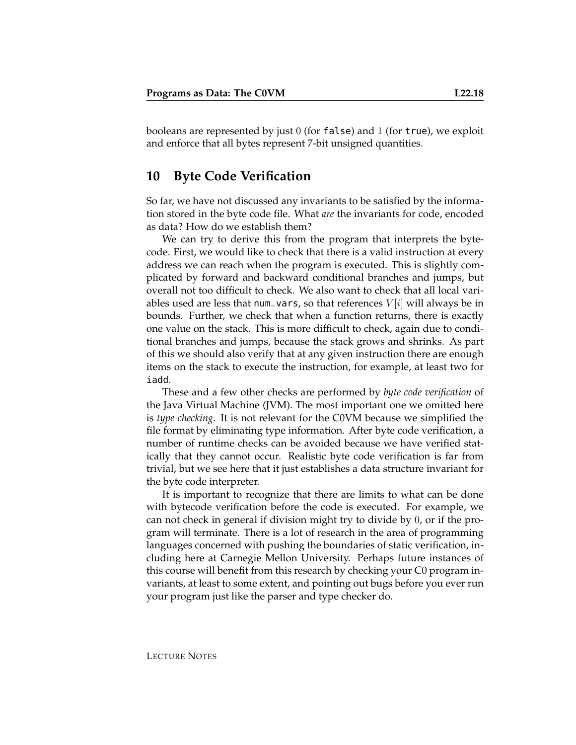booleans are represented by just $0$ (for `false`) and $1$ (for `true`), we exploit and enforce that all bytes represent 7-bit unsigned quantities.

## 10 Byte Code Verification

So far, we have not discussed any invariants to be satisfied by the information stored in the byte code file. What *are* the invariants for code, encoded as data? How do we establish them?

We can try to derive this from the program that interprets the bytecode. First, we would like to check that there is a valid instruction at every address we can reach when the program is executed. This is slightly complicated by forward and backward conditional branches and jumps, but overall not too difficult to check. We also want to check that all local variables used are less that `num_vars`, so that references $V[i]$ will always be in bounds. Further, we check that when a function returns, there is exactly one value on the stack. This is more difficult to check, again due to conditional branches and jumps, because the stack grows and shrinks. As part of this we should also verify that at any given instruction there are enough items on the stack to execute the instruction, for example, at least two for `iadd`.

These and a few other checks are performed by *byte code verification* of the Java Virtual Machine (JVM). The most important one we omitted here is *type checking*. It is not relevant for the C0VM because we simplified the file format by eliminating type information. After byte code verification, a number of runtime checks can be avoided because we have verified statically that they cannot occur. Realistic byte code verification is far from trivial, but we see here that it just establishes a data structure invariant for the byte code interpreter.

It is important to recognize that there are limits to what can be done with bytecode verification before the code is executed. For example, we can not check in general if division might try to divide by $0$, or if the program will terminate. There is a lot of research in the area of programming languages concerned with pushing the boundaries of static verification, including here at Carnegie Mellon University. Perhaps future instances of this course will benefit from this research by checking your C0 program invariants, at least to some extent, and pointing out bugs before you ever run your program just like the parser and type checker do.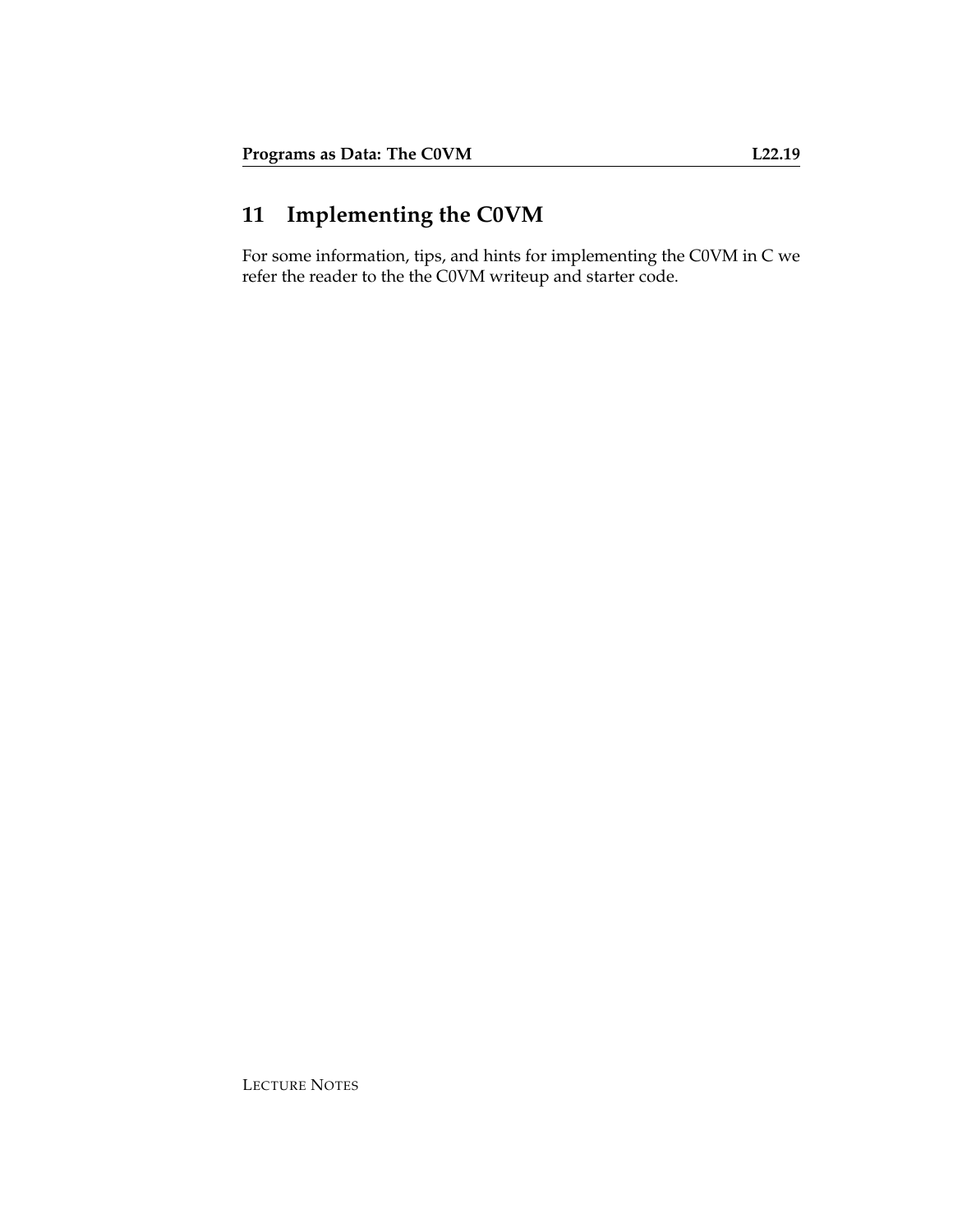## 11 Implementing the C0VM

For some information, tips, and hints for implementing the C0VM in C we refer the reader to the the C0VM writeup and starter code.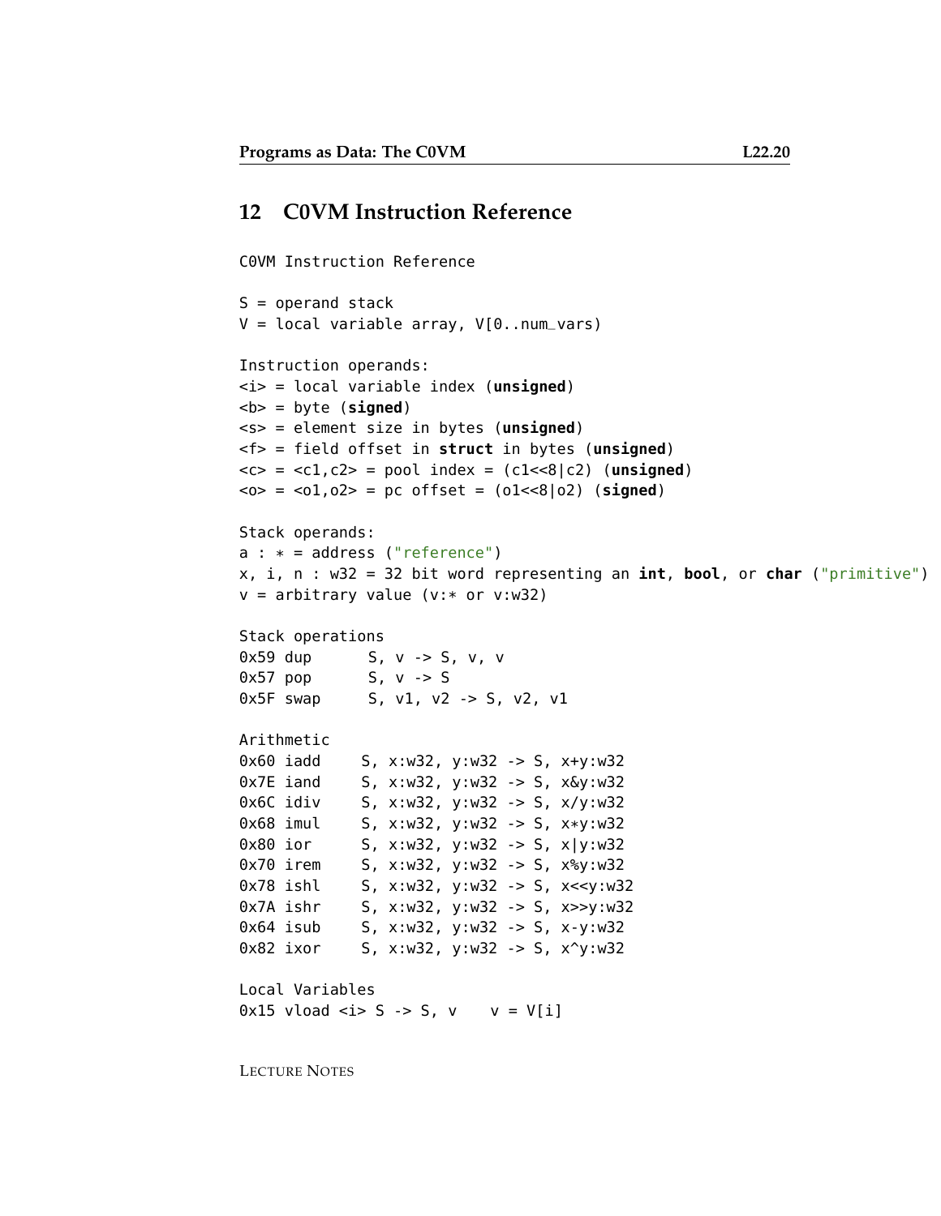## 12 C0VM Instruction Reference

```
C0VM Instruction Reference

S = operand stack
V = local variable array, V[0..num_vars)

Instruction operands:
<i> = local variable index (unsigned)
<b> = byte (signed)
<s> = element size in bytes (unsigned)
<f> = field offset in struct in bytes (unsigned)
<c> = <c1,c2> = pool index = (c1<<8|c2) (unsigned)
<o> = <o1,o2> = pc offset = (o1<<8|o2) (signed)

Stack operands:
a : * = address ("reference")
x, i, n : w32 = 32 bit word representing an int, bool, or char ("primitive")
v = arbitrary value (v:* or v:w32)

Stack operations
0x59 dup      S, v -> S, v, v
0x57 pop      S, v -> S
0x5F swap     S, v1, v2 -> S, v2, v1

Arithmetic
0x60 iadd    S, x:w32, y:w32 -> S, x+y:w32
0x7E iand    S, x:w32, y:w32 -> S, x&y:w32
0x6C idiv    S, x:w32, y:w32 -> S, x/y:w32
0x68 imul    S, x:w32, y:w32 -> S, x*y:w32
0x80 ior     S, x:w32, y:w32 -> S, x|y:w32
0x70 irem    S, x:w32, y:w32 -> S, x%y:w32
0x78 ishl    S, x:w32, y:w32 -> S, x<<y:w32
0x7A ishr    S, x:w32, y:w32 -> S, x>>y:w32
0x64 isub    S, x:w32, y:w32 -> S, x-y:w32
0x82 ixor    S, x:w32, y:w32 -> S, x^y:w32

Local Variables
0x15 vload <i> S -> S, v    v = V[i]
```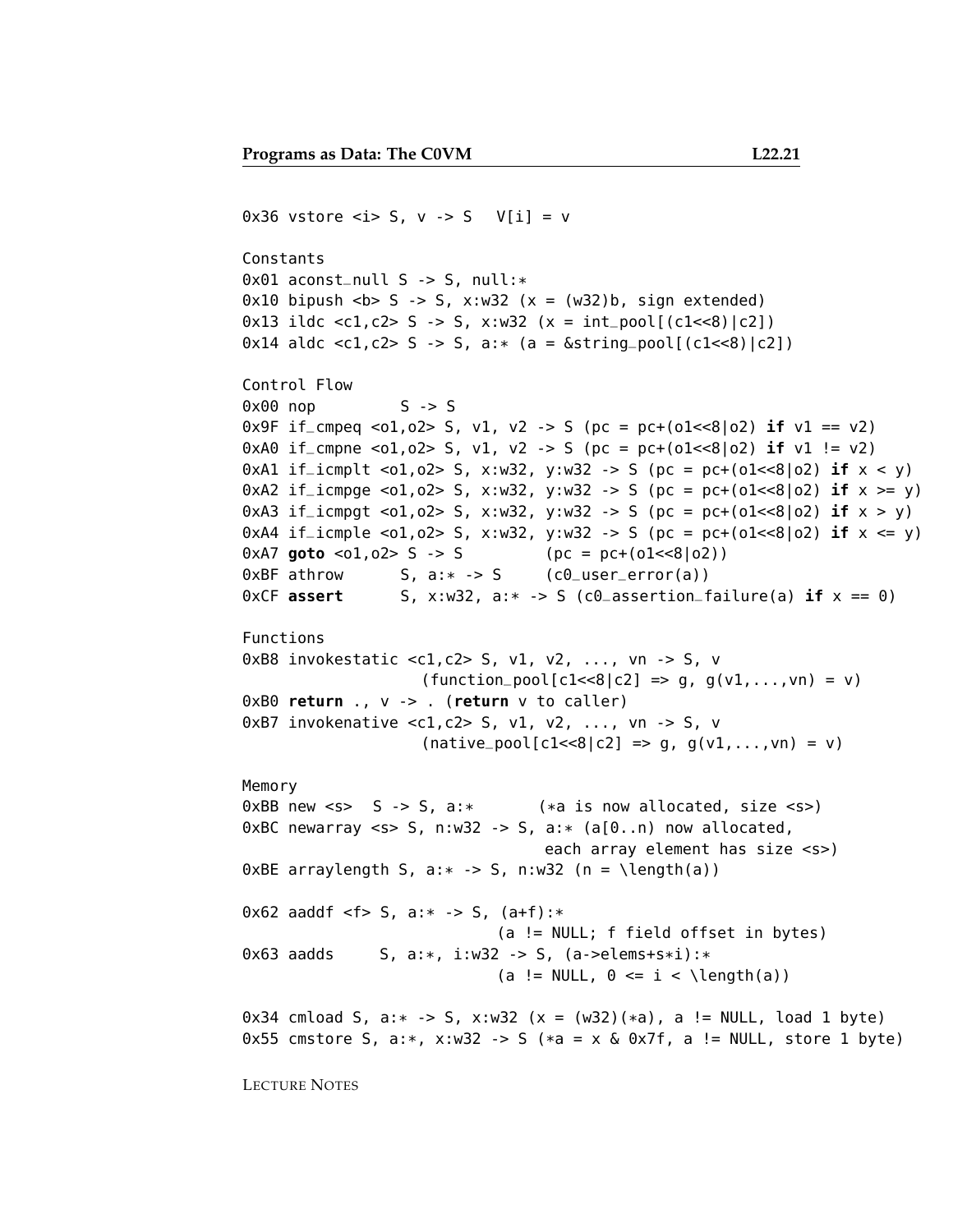```
0x36 vstore <i> S, v -> S   V[i] = v

Constants
0x01 aconst_null S -> S, null:*
0x10 bipush <b> S -> S, x:w32 (x = (w32)b, sign extended)
0x13 ildc <c1,c2> S -> S, x:w32 (x = int_pool[(c1<<8)|c2])
0x14 aldc <c1,c2> S -> S, a:* (a = &string_pool[(c1<<8)|c2])

Control Flow
0x00 nop         S -> S
0x9F if_cmpeq <o1,o2> S, v1, v2 -> S (pc = pc+(o1<<8|o2) if v1 == v2)
0xA0 if_cmpne <o1,o2> S, v1, v2 -> S (pc = pc+(o1<<8|o2) if v1 != v2)
0xA1 if_icmplt <o1,o2> S, x:w32, y:w32 -> S (pc = pc+(o1<<8|o2) if x < y)
0xA2 if_icmpge <o1,o2> S, x:w32, y:w32 -> S (pc = pc+(o1<<8|o2) if x >= y)
0xA3 if_icmpgt <o1,o2> S, x:w32, y:w32 -> S (pc = pc+(o1<<8|o2) if x > y)
0xA4 if_icmple <o1,o2> S, x:w32, y:w32 -> S (pc = pc+(o1<<8|o2) if x <= y)
0xA7 goto <o1,o2> S -> S         (pc = pc+(o1<<8|o2))
0xBF athrow      S, a:* -> S     (c0_user_error(a))
0xCF assert      S, x:w32, a:* -> S (c0_assertion_failure(a) if x == 0)

Functions
0xB8 invokestatic <c1,c2> S, v1, v2, ..., vn -> S, v
                  (function_pool[c1<<8|c2] => g, g(v1,...,vn) = v)
0xB0 return ., v -> . (return v to caller)
0xB7 invokenative <c1,c2> S, v1, v2, ..., vn -> S, v
                  (native_pool[c1<<8|c2] => g, g(v1,...,vn) = v)

Memory
0xBB new <s>   S -> S, a:*       (*a is now allocated, size <s>)
0xBC newarray <s> S, n:w32 -> S, a:* (a[0..n) now allocated,
                                  each array element has size <s>)
0xBE arraylength S, a:* -> S, n:w32 (n = \length(a))

0x62 aaddf <f> S, a:* -> S, (a+f):*
                           (a != NULL; f field offset in bytes)
0x63 aadds     S, a:*, i:w32 -> S, (a->elems+s*i):*
                           (a != NULL, 0 <= i < \length(a))

0x34 cmload S, a:* -> S, x:w32 (x = (w32)(*a), a != NULL, load 1 byte)
0x55 cmstore S, a:*, x:w32 -> S (*a = x & 0x7f, a != NULL, store 1 byte)
```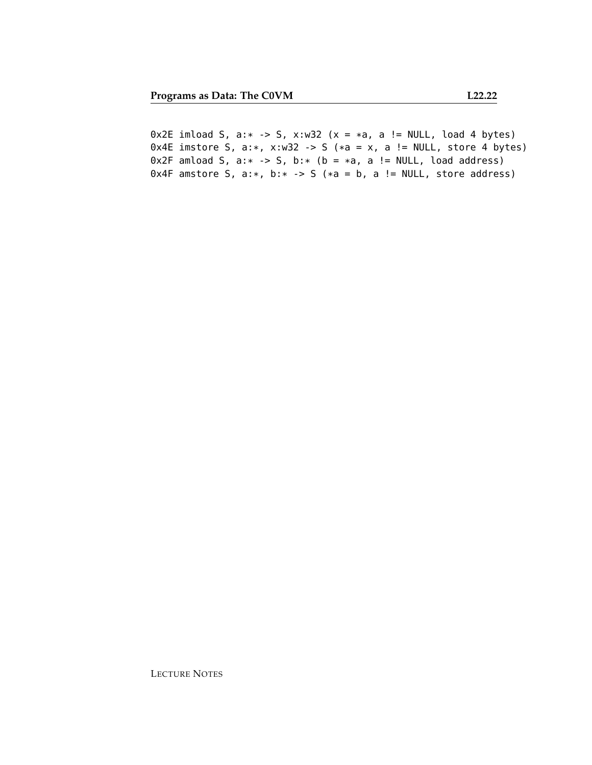```
0x2E imload S, a:* -> S, x:w32 (x = *a, a != NULL, load 4 bytes)
0x4E imstore S, a:*, x:w32 -> S (*a = x, a != NULL, store 4 bytes)
0x2F amload S, a:* -> S, b:* (b = *a, a != NULL, load address)
0x4F amstore S, a:*, b:* -> S (*a = b, a != NULL, store address)
```